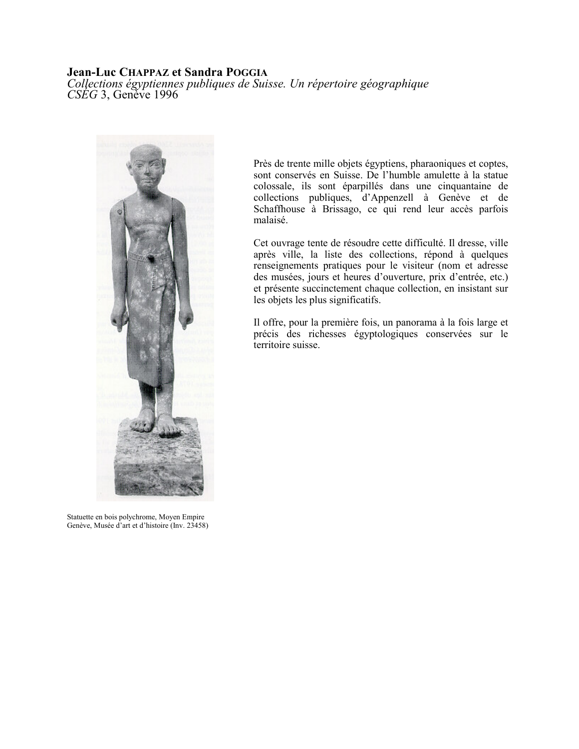**Jean-Luc Chappaz et Sandra Poggia**
*Collections égyptiennes publiques de Suisse. Un répertoire géographique*
*CSEG* 3, Genève 1996

Près de trente mille objets égyptiens, pharaoniques et coptes, sont conservés en Suisse. De l'humble amulette à la statue colossale, ils sont éparpillés dans une cinquantaine de collections publiques, d'Appenzell à Genève et de Schaffhouse à Brissago, ce qui rend leur accès parfois malaisé.

Cet ouvrage tente de résoudre cette difficulté. Il dresse, ville après ville, la liste des collections, répond à quelques renseignements pratiques pour le visiteur (nom et adresse des musées, jours et heures d'ouverture, prix d'entrée, etc.) et présente succinctement chaque collection, en insistant sur les objets les plus significatifs.

Il offre, pour la première fois, un panorama à la fois large et précis des richesses égyptologiques conservées sur le territoire suisse.

Statuette en bois polychrome, Moyen Empire
Genève, Musée d'art et d'histoire (Inv. 23458)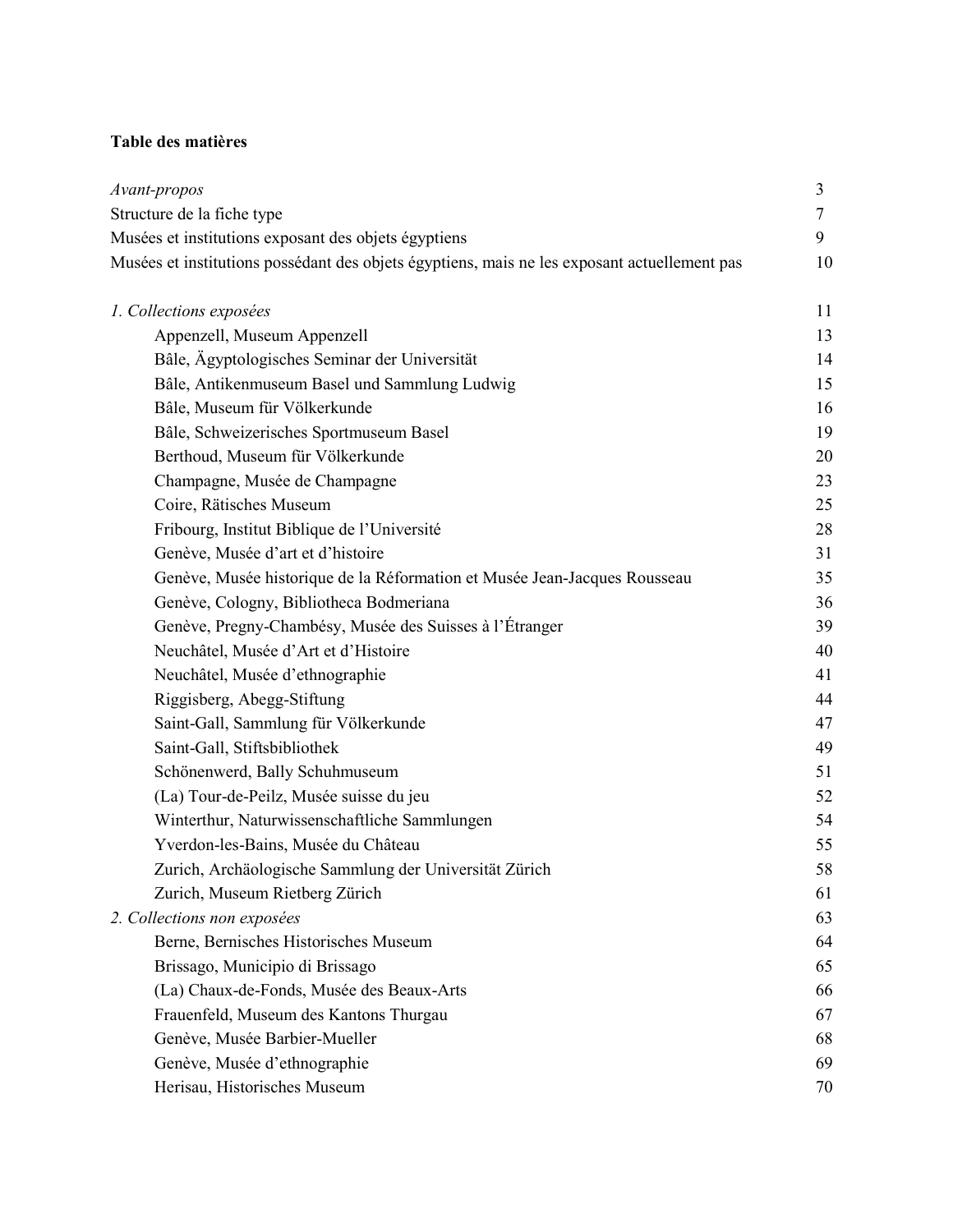**Table des matières**

| | |
|---|---|
| *Avant-propos* | 3 |
| Structure de la fiche type | 7 |
| Musées et institutions exposant des objets égyptiens | 9 |
| Musées et institutions possédant des objets égyptiens, mais ne les exposant actuellement pas | 10 |
| | |
| *1. Collections exposées* | 11 |
| Appenzell, Museum Appenzell | 13 |
| Bâle, Ägyptologisches Seminar der Universität | 14 |
| Bâle, Antikenmuseum Basel und Sammlung Ludwig | 15 |
| Bâle, Museum für Völkerkunde | 16 |
| Bâle, Schweizerisches Sportmuseum Basel | 19 |
| Berthoud, Museum für Völkerkunde | 20 |
| Champagne, Musée de Champagne | 23 |
| Coire, Rätisches Museum | 25 |
| Fribourg, Institut Biblique de l'Université | 28 |
| Genève, Musée d'art et d'histoire | 31 |
| Genève, Musée historique de la Réformation et Musée Jean-Jacques Rousseau | 35 |
| Genève, Cologny, Bibliotheca Bodmeriana | 36 |
| Genève, Pregny-Chambésy, Musée des Suisses à l'Étranger | 39 |
| Neuchâtel, Musée d'Art et d'Histoire | 40 |
| Neuchâtel, Musée d'ethnographie | 41 |
| Riggisberg, Abegg-Stiftung | 44 |
| Saint-Gall, Sammlung für Völkerkunde | 47 |
| Saint-Gall, Stiftsbibliothek | 49 |
| Schönenwerd, Bally Schuhmuseum | 51 |
| (La) Tour-de-Peilz, Musée suisse du jeu | 52 |
| Winterthur, Naturwissenschaftliche Sammlungen | 54 |
| Yverdon-les-Bains, Musée du Château | 55 |
| Zurich, Archäologische Sammlung der Universität Zürich | 58 |
| Zurich, Museum Rietberg Zürich | 61 |
| *2. Collections non exposées* | 63 |
| Berne, Bernisches Historisches Museum | 64 |
| Brissago, Municipio di Brissago | 65 |
| (La) Chaux-de-Fonds, Musée des Beaux-Arts | 66 |
| Frauenfeld, Museum des Kantons Thurgau | 67 |
| Genève, Musée Barbier-Mueller | 68 |
| Genève, Musée d'ethnographie | 69 |
| Herisau, Historisches Museum | 70 |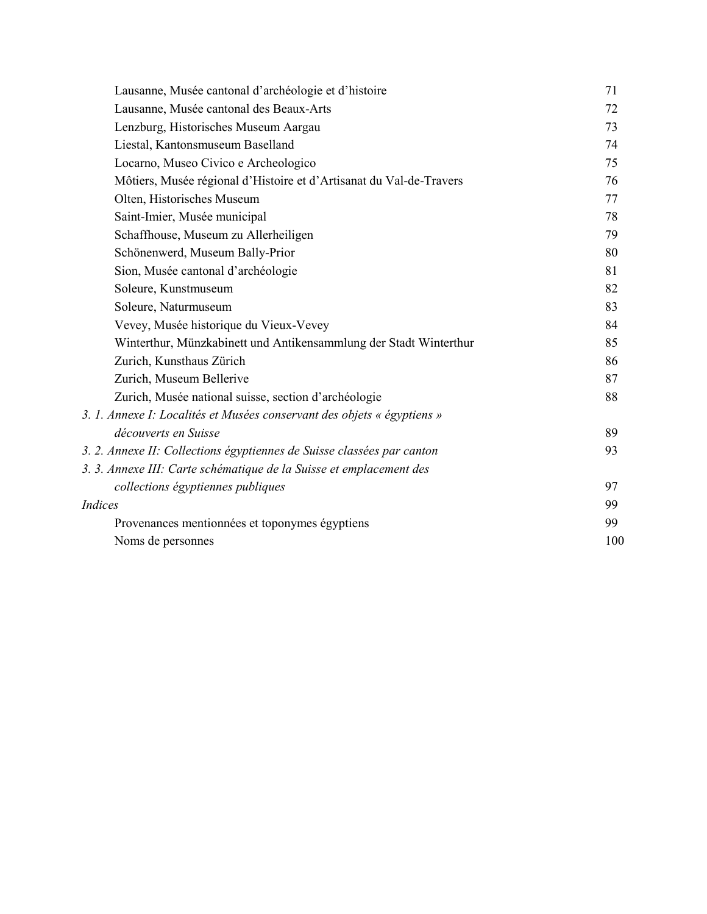| | |
|---|---|
| Lausanne, Musée cantonal d'archéologie et d'histoire | 71 |
| Lausanne, Musée cantonal des Beaux-Arts | 72 |
| Lenzburg, Historisches Museum Aargau | 73 |
| Liestal, Kantonsmuseum Baselland | 74 |
| Locarno, Museo Civico e Archeologico | 75 |
| Môtiers, Musée régional d'Histoire et d'Artisanat du Val-de-Travers | 76 |
| Olten, Historisches Museum | 77 |
| Saint-Imier, Musée municipal | 78 |
| Schaffhouse, Museum zu Allerheiligen | 79 |
| Schönenwerd, Museum Bally-Prior | 80 |
| Sion, Musée cantonal d'archéologie | 81 |
| Soleure, Kunstmuseum | 82 |
| Soleure, Naturmuseum | 83 |
| Vevey, Musée historique du Vieux-Vevey | 84 |
| Winterthur, Münzkabinett und Antikensammlung der Stadt Winterthur | 85 |
| Zurich, Kunsthaus Zürich | 86 |
| Zurich, Museum Bellerive | 87 |
| Zurich, Musée national suisse, section d'archéologie | 88 |
| *3. 1. Annexe I: Localités et Musées conservant des objets « égyptiens » découverts en Suisse* | 89 |
| *3. 2. Annexe II: Collections égyptiennes de Suisse classées par canton* | 93 |
| *3. 3. Annexe III: Carte schématique de la Suisse et emplacement des collections égyptiennes publiques* | 97 |
| *Indices* | 99 |
| Provenances mentionnées et toponymes égyptiens | 99 |
| Noms de personnes | 100 |